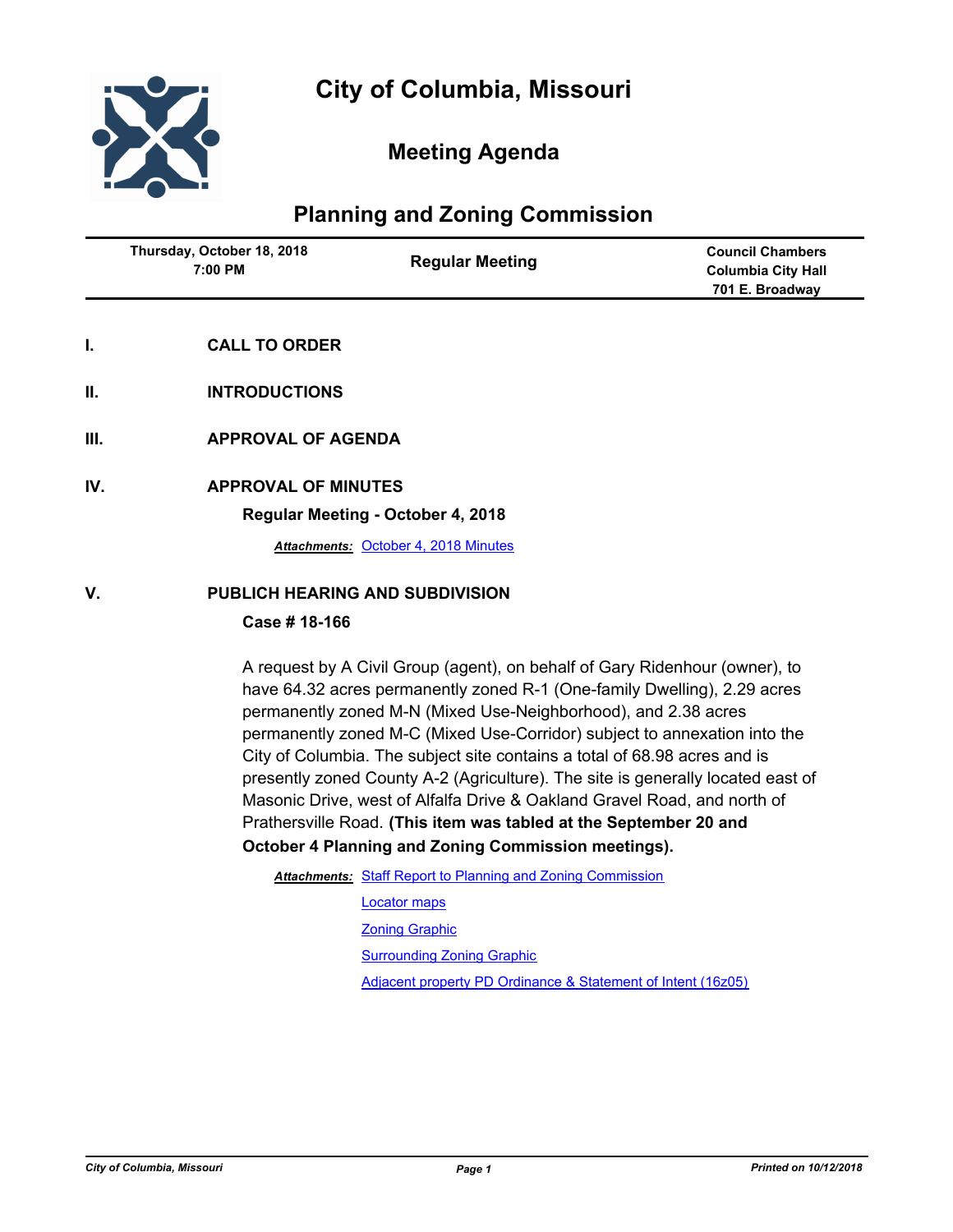# City of Columbia, Missouri

## Meeting Agenda

## Planning and Zoning Commission

| | | |
|---|---|---|
| Thursday, October 18, 2018<br>7:00 PM | Regular Meeting | Council Chambers<br>Columbia City Hall<br>701 E. Broadway |

**I. CALL TO ORDER**

**II. INTRODUCTIONS**

**III. APPROVAL OF AGENDA**

**IV. APPROVAL OF MINUTES**

**Regular Meeting - October 4, 2018**

***Attachments:*** October 4, 2018 Minutes

**V. PUBLICH HEARING AND SUBDIVISION**

**Case # 18-166**

A request by A Civil Group (agent), on behalf of Gary Ridenhour (owner), to have 64.32 acres permanently zoned R-1 (One-family Dwelling), 2.29 acres permanently zoned M-N (Mixed Use-Neighborhood), and 2.38 acres permanently zoned M-C (Mixed Use-Corridor) subject to annexation into the City of Columbia. The subject site contains a total of 68.98 acres and is presently zoned County A-2 (Agriculture). The site is generally located east of Masonic Drive, west of Alfalfa Drive & Oakland Gravel Road, and north of Prathersville Road. **(This item was tabled at the September 20 and October 4 Planning and Zoning Commission meetings).**

***Attachments:*** Staff Report to Planning and Zoning Commission

Locator maps

Zoning Graphic

Surrounding Zoning Graphic

Adjacent property PD Ordinance & Statement of Intent (16z05)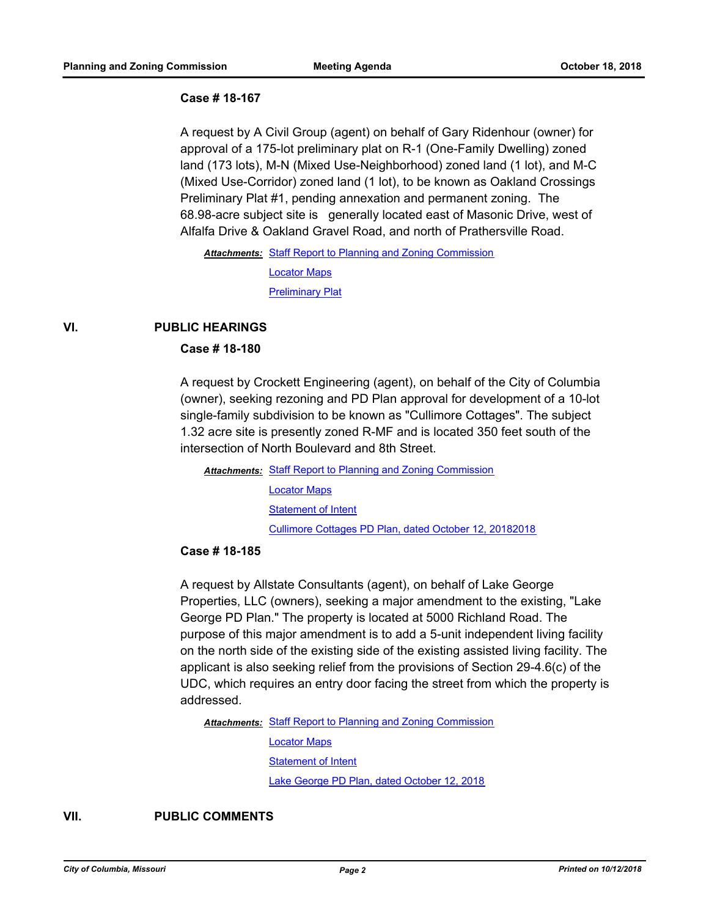**Case # 18-167**

A request by A Civil Group (agent) on behalf of Gary Ridenhour (owner) for approval of a 175-lot preliminary plat on R-1 (One-Family Dwelling) zoned land (173 lots), M-N (Mixed Use-Neighborhood) zoned land (1 lot), and M-C (Mixed Use-Corridor) zoned land (1 lot), to be known as Oakland Crossings Preliminary Plat #1, pending annexation and permanent zoning. The 68.98-acre subject site is generally located east of Masonic Drive, west of Alfalfa Drive & Oakland Gravel Road, and north of Prathersville Road.

***Attachments:*** Staff Report to Planning and Zoning Commission

Locator Maps

Preliminary Plat

## VI. PUBLIC HEARINGS

**Case # 18-180**

A request by Crockett Engineering (agent), on behalf of the City of Columbia (owner), seeking rezoning and PD Plan approval for development of a 10-lot single-family subdivision to be known as "Cullimore Cottages". The subject 1.32 acre site is presently zoned R-MF and is located 350 feet south of the intersection of North Boulevard and 8th Street.

***Attachments:*** Staff Report to Planning and Zoning Commission

Locator Maps

Statement of Intent

Cullimore Cottages PD Plan, dated October 12, 20182018

**Case # 18-185**

A request by Allstate Consultants (agent), on behalf of Lake George Properties, LLC (owners), seeking a major amendment to the existing, "Lake George PD Plan." The property is located at 5000 Richland Road. The purpose of this major amendment is to add a 5-unit independent living facility on the north side of the existing side of the existing assisted living facility. The applicant is also seeking relief from the provisions of Section 29-4.6(c) of the UDC, which requires an entry door facing the street from which the property is addressed.

***Attachments:*** Staff Report to Planning and Zoning Commission

Locator Maps

Statement of Intent

Lake George PD Plan, dated October 12, 2018

## VII. PUBLIC COMMENTS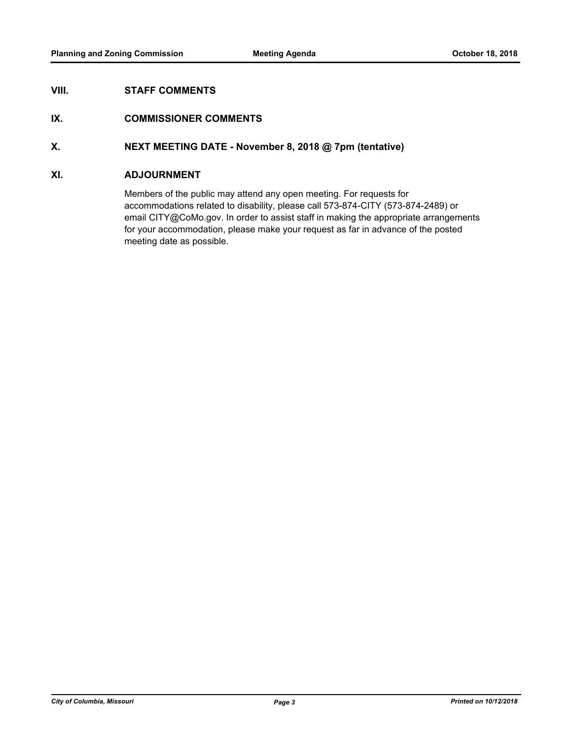## VIII. STAFF COMMENTS

## IX. COMMISSIONER COMMENTS

## X. NEXT MEETING DATE - November 8, 2018 @ 7pm (tentative)

## XI. ADJOURNMENT

Members of the public may attend any open meeting. For requests for accommodations related to disability, please call 573-874-CITY (573-874-2489) or email CITY@CoMo.gov. In order to assist staff in making the appropriate arrangements for your accommodation, please make your request as far in advance of the posted meeting date as possible.